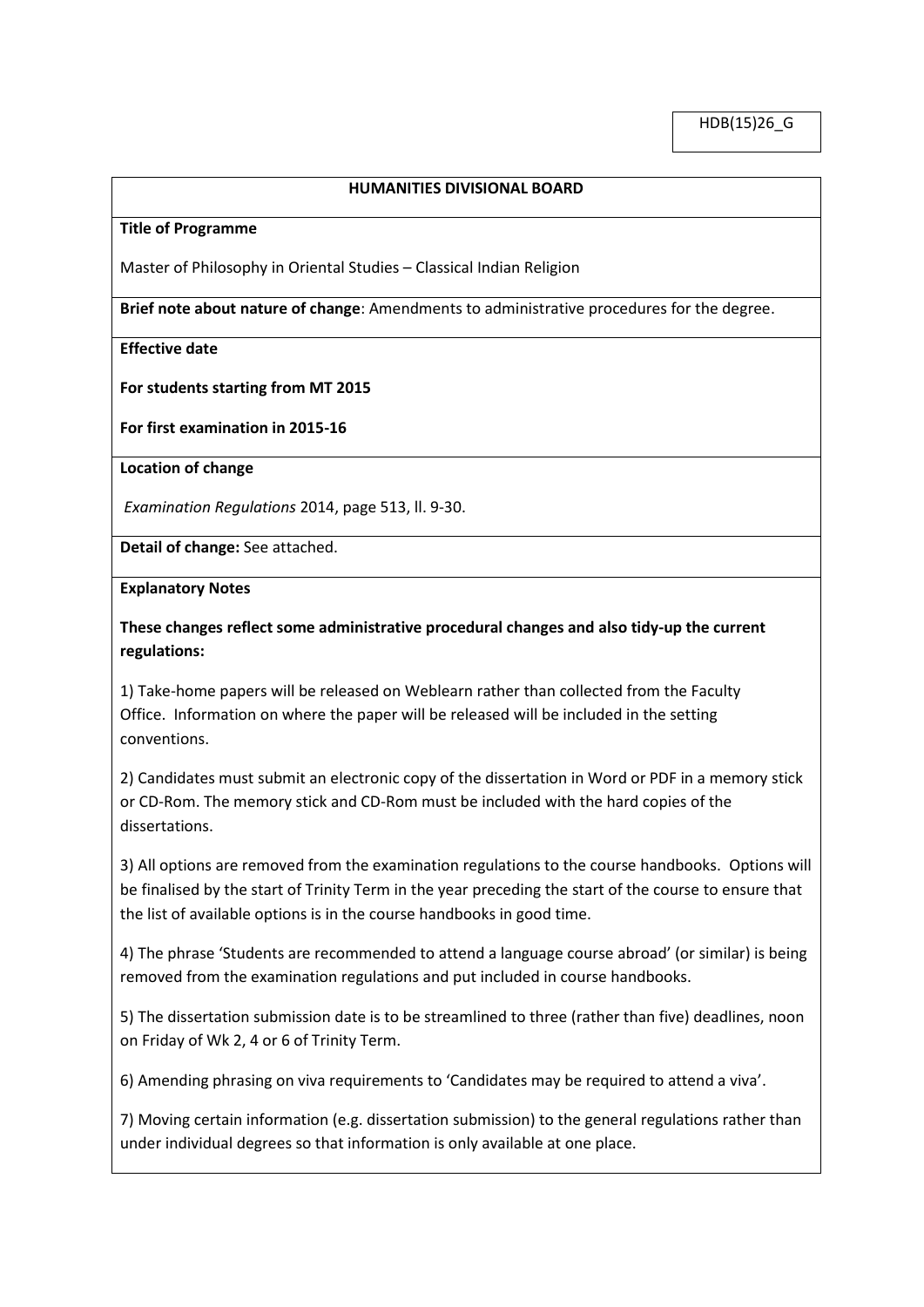HDB(15)26_G

**HUMANITIES DIVISIONAL BOARD**

**Title of Programme**

Master of Philosophy in Oriental Studies – Classical Indian Religion

**Brief note about nature of change**: Amendments to administrative procedures for the degree.

**Effective date**

**For students starting from MT 2015**

**For first examination in 2015-16**

**Location of change**

*Examination Regulations* 2014, page 513, ll. 9-30.

**Detail of change:** See attached.

**Explanatory Notes**

**These changes reflect some administrative procedural changes and also tidy-up the current regulations:**

1) Take-home papers will be released on Weblearn rather than collected from the Faculty Office. Information on where the paper will be released will be included in the setting conventions.

2) Candidates must submit an electronic copy of the dissertation in Word or PDF in a memory stick or CD-Rom. The memory stick and CD-Rom must be included with the hard copies of the dissertations.

3) All options are removed from the examination regulations to the course handbooks. Options will be finalised by the start of Trinity Term in the year preceding the start of the course to ensure that the list of available options is in the course handbooks in good time.

4) The phrase 'Students are recommended to attend a language course abroad' (or similar) is being removed from the examination regulations and put included in course handbooks.

5) The dissertation submission date is to be streamlined to three (rather than five) deadlines, noon on Friday of Wk 2, 4 or 6 of Trinity Term.

6) Amending phrasing on viva requirements to 'Candidates may be required to attend a viva'.

7) Moving certain information (e.g. dissertation submission) to the general regulations rather than under individual degrees so that information is only available at one place.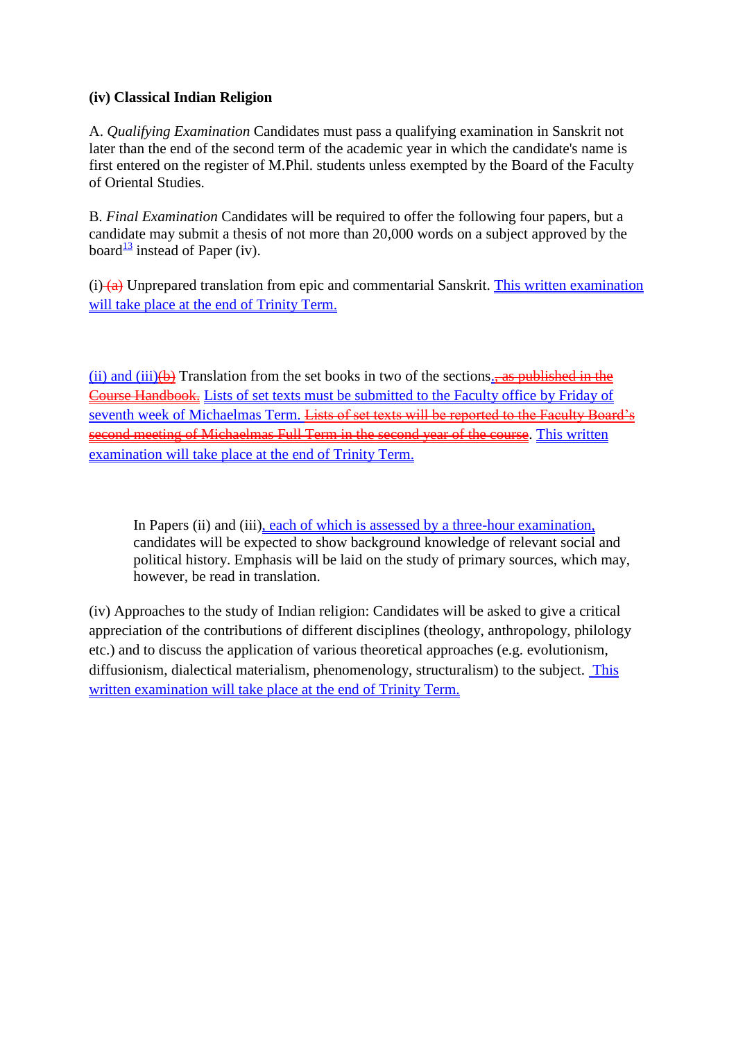**(iv) Classical Indian Religion**

A. *Qualifying Examination* Candidates must pass a qualifying examination in Sanskrit not later than the end of the second term of the academic year in which the candidate's name is first entered on the register of M.Phil. students unless exempted by the Board of the Faculty of Oriental Studies.

B. *Final Examination* Candidates will be required to offer the following four papers, but a candidate may submit a thesis of not more than 20,000 words on a subject approved by the board[13] instead of Paper (iv).

(i) ~~(a)~~ Unprepared translation from epic and commentarial Sanskrit. This written examination will take place at the end of Trinity Term.

(ii) and (iii)~~(b)~~ Translation from the set books in two of the sections.~~, as published in the Course Handbook.~~ Lists of set texts must be submitted to the Faculty office by Friday of seventh week of Michaelmas Term. ~~Lists of set texts will be reported to the Faculty Board's second meeting of Michaelmas Full Term in the second year of the course~~. This written examination will take place at the end of Trinity Term.

> In Papers (ii) and (iii), each of which is assessed by a three-hour examination, candidates will be expected to show background knowledge of relevant social and political history. Emphasis will be laid on the study of primary sources, which may, however, be read in translation.

(iv) Approaches to the study of Indian religion: Candidates will be asked to give a critical appreciation of the contributions of different disciplines (theology, anthropology, philology etc.) and to discuss the application of various theoretical approaches (e.g. evolutionism, diffusionism, dialectical materialism, phenomenology, structuralism) to the subject. This written examination will take place at the end of Trinity Term.